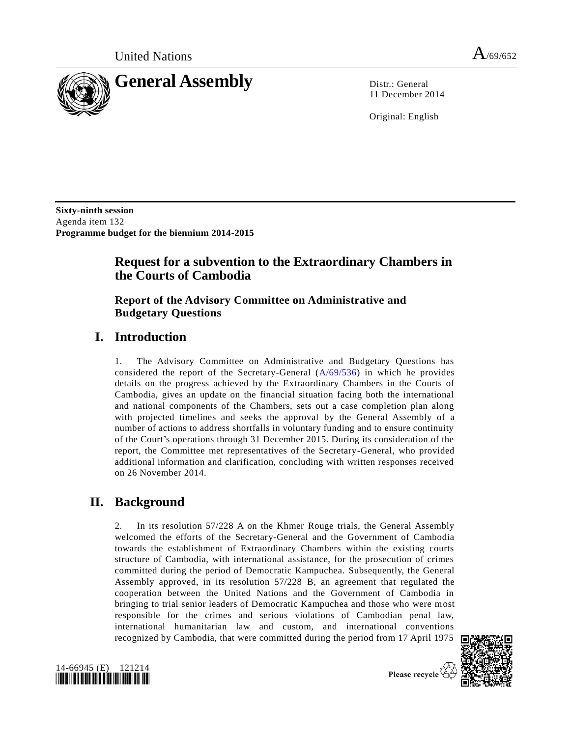United Nations A/69/652

# General Assembly

Distr.: General
11 December 2014

Original: English

**Sixty-ninth session**
Agenda item 132
**Programme budget for the biennium 2014-2015**

## Request for a subvention to the Extraordinary Chambers in the Courts of Cambodia

### Report of the Advisory Committee on Administrative and Budgetary Questions

## I. Introduction

1. The Advisory Committee on Administrative and Budgetary Questions has considered the report of the Secretary-General (A/69/536) in which he provides details on the progress achieved by the Extraordinary Chambers in the Courts of Cambodia, gives an update on the financial situation facing both the international and national components of the Chambers, sets out a case completion plan along with projected timelines and seeks the approval by the General Assembly of a number of actions to address shortfalls in voluntary funding and to ensure continuity of the Court's operations through 31 December 2015. During its consideration of the report, the Committee met representatives of the Secretary-General, who provided additional information and clarification, concluding with written responses received on 26 November 2014.

## II. Background

2. In its resolution 57/228 A on the Khmer Rouge trials, the General Assembly welcomed the efforts of the Secretary-General and the Government of Cambodia towards the establishment of Extraordinary Chambers within the existing courts structure of Cambodia, with international assistance, for the prosecution of crimes committed during the period of Democratic Kampuchea. Subsequently, the General Assembly approved, in its resolution 57/228 B, an agreement that regulated the cooperation between the United Nations and the Government of Cambodia in bringing to trial senior leaders of Democratic Kampuchea and those who were most responsible for the crimes and serious violations of Cambodian penal law, international humanitarian law and custom, and international conventions recognized by Cambodia, that were committed during the period from 17 April 1975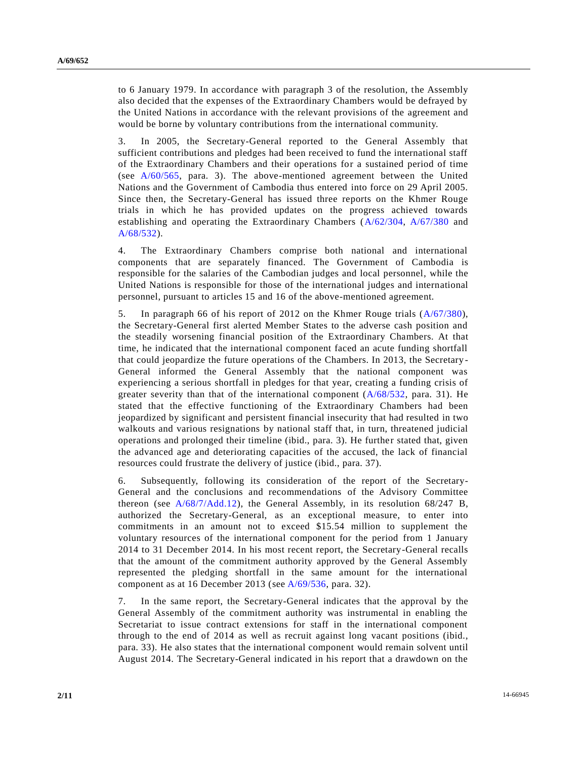to 6 January 1979. In accordance with paragraph 3 of the resolution, the Assembly also decided that the expenses of the Extraordinary Chambers would be defrayed by the United Nations in accordance with the relevant provisions of the agreement and would be borne by voluntary contributions from the international community.

3. In 2005, the Secretary-General reported to the General Assembly that sufficient contributions and pledges had been received to fund the international staff of the Extraordinary Chambers and their operations for a sustained period of time (see A/60/565, para. 3). The above-mentioned agreement between the United Nations and the Government of Cambodia thus entered into force on 29 April 2005. Since then, the Secretary-General has issued three reports on the Khmer Rouge trials in which he has provided updates on the progress achieved towards establishing and operating the Extraordinary Chambers (A/62/304, A/67/380 and A/68/532).

4. The Extraordinary Chambers comprise both national and international components that are separately financed. The Government of Cambodia is responsible for the salaries of the Cambodian judges and local personnel, while the United Nations is responsible for those of the international judges and international personnel, pursuant to articles 15 and 16 of the above-mentioned agreement.

5. In paragraph 66 of his report of 2012 on the Khmer Rouge trials (A/67/380), the Secretary-General first alerted Member States to the adverse cash position and the steadily worsening financial position of the Extraordinary Chambers. At that time, he indicated that the international component faced an acute funding shortfall that could jeopardize the future operations of the Chambers. In 2013, the Secretary-General informed the General Assembly that the national component was experiencing a serious shortfall in pledges for that year, creating a funding crisis of greater severity than that of the international component (A/68/532, para. 31). He stated that the effective functioning of the Extraordinary Chambers had been jeopardized by significant and persistent financial insecurity that had resulted in two walkouts and various resignations by national staff that, in turn, threatened judicial operations and prolonged their timeline (ibid., para. 3). He further stated that, given the advanced age and deteriorating capacities of the accused, the lack of financial resources could frustrate the delivery of justice (ibid., para. 37).

6. Subsequently, following its consideration of the report of the Secretary-General and the conclusions and recommendations of the Advisory Committee thereon (see A/68/7/Add.12), the General Assembly, in its resolution 68/247 B, authorized the Secretary-General, as an exceptional measure, to enter into commitments in an amount not to exceed \$15.54 million to supplement the voluntary resources of the international component for the period from 1 January 2014 to 31 December 2014. In his most recent report, the Secretary-General recalls that the amount of the commitment authority approved by the General Assembly represented the pledging shortfall in the same amount for the international component as at 16 December 2013 (see A/69/536, para. 32).

7. In the same report, the Secretary-General indicates that the approval by the General Assembly of the commitment authority was instrumental in enabling the Secretariat to issue contract extensions for staff in the international component through to the end of 2014 as well as recruit against long vacant positions (ibid., para. 33). He also states that the international component would remain solvent until August 2014. The Secretary-General indicated in his report that a drawdown on the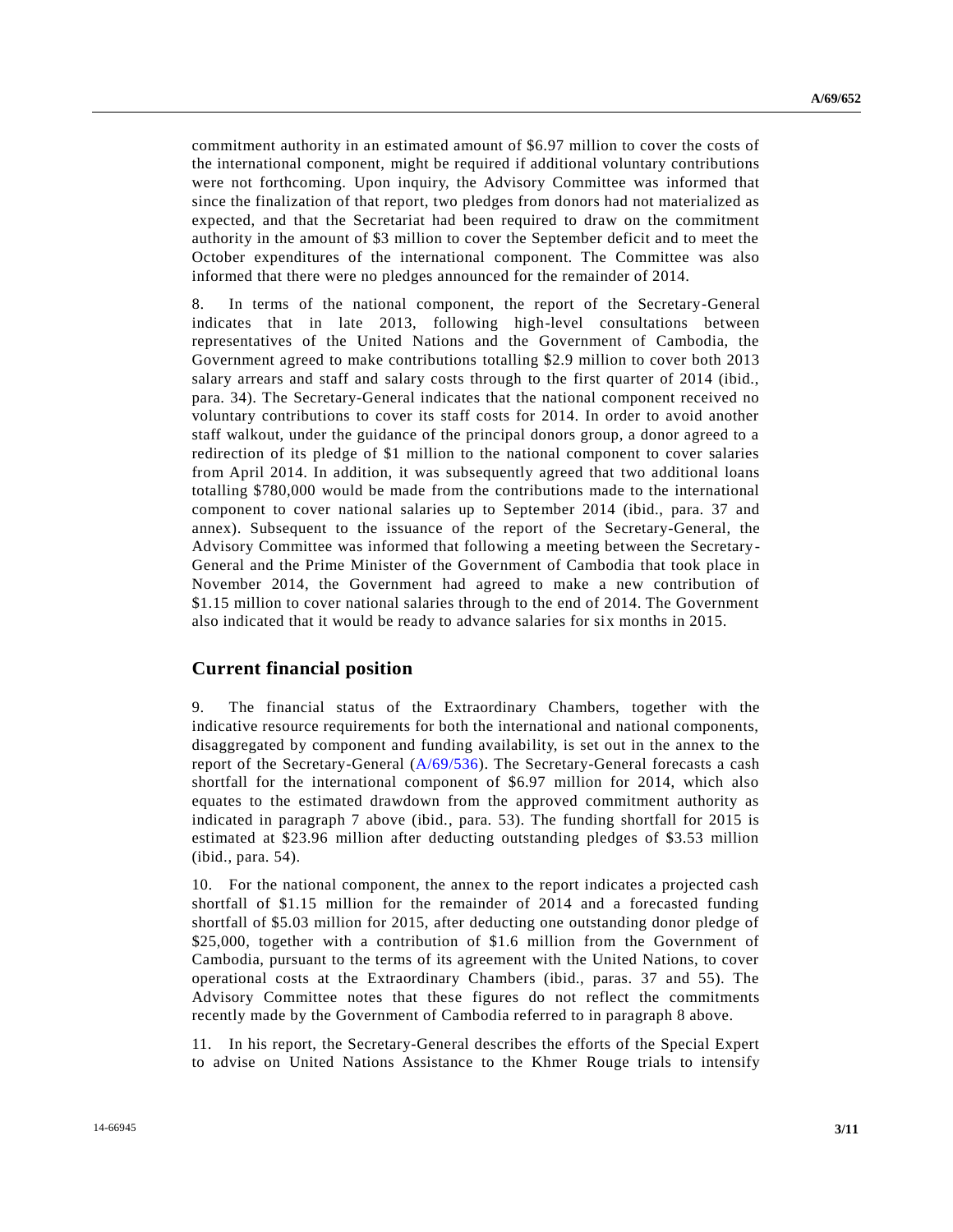commitment authority in an estimated amount of \$6.97 million to cover the costs of the international component, might be required if additional voluntary contributions were not forthcoming. Upon inquiry, the Advisory Committee was informed that since the finalization of that report, two pledges from donors had not materialized as expected, and that the Secretariat had been required to draw on the commitment authority in the amount of \$3 million to cover the September deficit and to meet the October expenditures of the international component. The Committee was also informed that there were no pledges announced for the remainder of 2014.

8. In terms of the national component, the report of the Secretary-General indicates that in late 2013, following high-level consultations between representatives of the United Nations and the Government of Cambodia, the Government agreed to make contributions totalling \$2.9 million to cover both 2013 salary arrears and staff and salary costs through to the first quarter of 2014 (ibid., para. 34). The Secretary-General indicates that the national component received no voluntary contributions to cover its staff costs for 2014. In order to avoid another staff walkout, under the guidance of the principal donors group, a donor agreed to a redirection of its pledge of \$1 million to the national component to cover salaries from April 2014. In addition, it was subsequently agreed that two additional loans totalling \$780,000 would be made from the contributions made to the international component to cover national salaries up to September 2014 (ibid., para. 37 and annex). Subsequent to the issuance of the report of the Secretary-General, the Advisory Committee was informed that following a meeting between the Secretary-General and the Prime Minister of the Government of Cambodia that took place in November 2014, the Government had agreed to make a new contribution of \$1.15 million to cover national salaries through to the end of 2014. The Government also indicated that it would be ready to advance salaries for six months in 2015.

## Current financial position

9. The financial status of the Extraordinary Chambers, together with the indicative resource requirements for both the international and national components, disaggregated by component and funding availability, is set out in the annex to the report of the Secretary-General (A/69/536). The Secretary-General forecasts a cash shortfall for the international component of \$6.97 million for 2014, which also equates to the estimated drawdown from the approved commitment authority as indicated in paragraph 7 above (ibid., para. 53). The funding shortfall for 2015 is estimated at \$23.96 million after deducting outstanding pledges of \$3.53 million (ibid., para. 54).

10. For the national component, the annex to the report indicates a projected cash shortfall of \$1.15 million for the remainder of 2014 and a forecasted funding shortfall of \$5.03 million for 2015, after deducting one outstanding donor pledge of \$25,000, together with a contribution of \$1.6 million from the Government of Cambodia, pursuant to the terms of its agreement with the United Nations, to cover operational costs at the Extraordinary Chambers (ibid., paras. 37 and 55). The Advisory Committee notes that these figures do not reflect the commitments recently made by the Government of Cambodia referred to in paragraph 8 above.

11. In his report, the Secretary-General describes the efforts of the Special Expert to advise on United Nations Assistance to the Khmer Rouge trials to intensify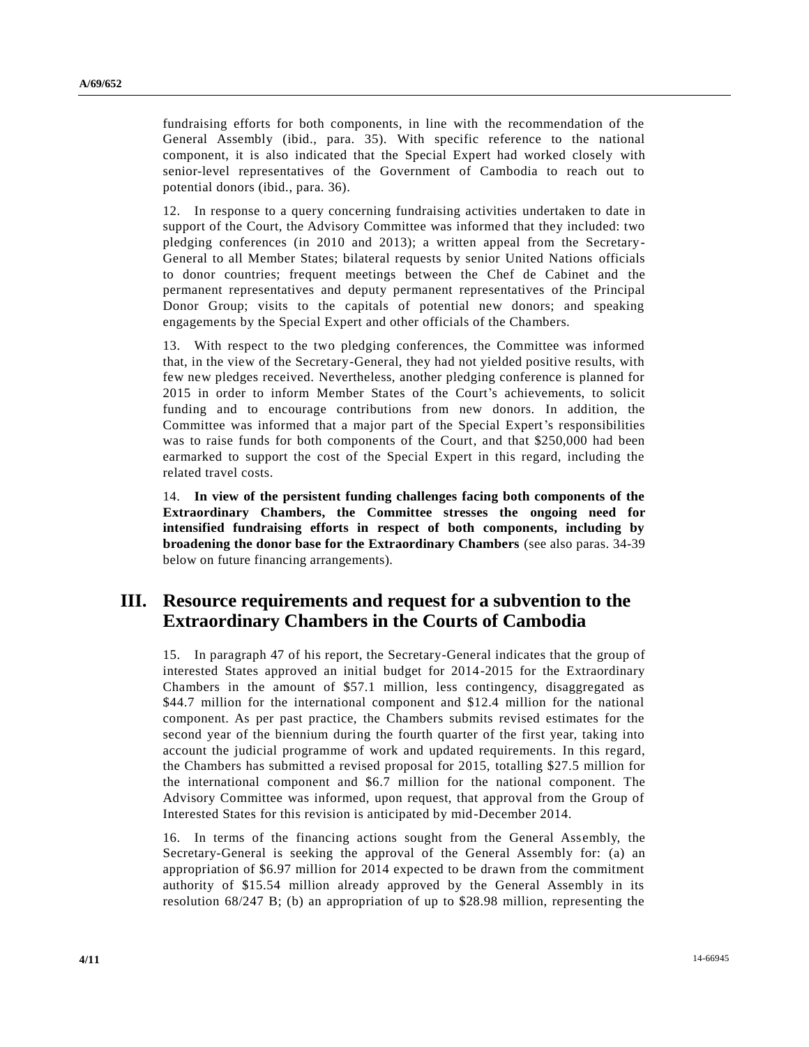fundraising efforts for both components, in line with the recommendation of the General Assembly (ibid., para. 35). With specific reference to the national component, it is also indicated that the Special Expert had worked closely with senior-level representatives of the Government of Cambodia to reach out to potential donors (ibid., para. 36).

12. In response to a query concerning fundraising activities undertaken to date in support of the Court, the Advisory Committee was informed that they included: two pledging conferences (in 2010 and 2013); a written appeal from the Secretary-General to all Member States; bilateral requests by senior United Nations officials to donor countries; frequent meetings between the Chef de Cabinet and the permanent representatives and deputy permanent representatives of the Principal Donor Group; visits to the capitals of potential new donors; and speaking engagements by the Special Expert and other officials of the Chambers.

13. With respect to the two pledging conferences, the Committee was informed that, in the view of the Secretary-General, they had not yielded positive results, with few new pledges received. Nevertheless, another pledging conference is planned for 2015 in order to inform Member States of the Court's achievements, to solicit funding and to encourage contributions from new donors. In addition, the Committee was informed that a major part of the Special Expert's responsibilities was to raise funds for both components of the Court, and that $250,000 had been earmarked to support the cost of the Special Expert in this regard, including the related travel costs.

14. **In view of the persistent funding challenges facing both components of the Extraordinary Chambers, the Committee stresses the ongoing need for intensified fundraising efforts in respect of both components, including by broadening the donor base for the Extraordinary Chambers** (see also paras. 34-39 below on future financing arrangements).

## III. Resource requirements and request for a subvention to the Extraordinary Chambers in the Courts of Cambodia

15. In paragraph 47 of his report, the Secretary-General indicates that the group of interested States approved an initial budget for 2014-2015 for the Extraordinary Chambers in the amount of $57.1 million, less contingency, disaggregated as $44.7 million for the international component and $12.4 million for the national component. As per past practice, the Chambers submits revised estimates for the second year of the biennium during the fourth quarter of the first year, taking into account the judicial programme of work and updated requirements. In this regard, the Chambers has submitted a revised proposal for 2015, totalling $27.5 million for the international component and $6.7 million for the national component. The Advisory Committee was informed, upon request, that approval from the Group of Interested States for this revision is anticipated by mid-December 2014.

16. In terms of the financing actions sought from the General Assembly, the Secretary-General is seeking the approval of the General Assembly for: (a) an appropriation of $6.97 million for 2014 expected to be drawn from the commitment authority of $15.54 million already approved by the General Assembly in its resolution 68/247 B; (b) an appropriation of up to $28.98 million, representing the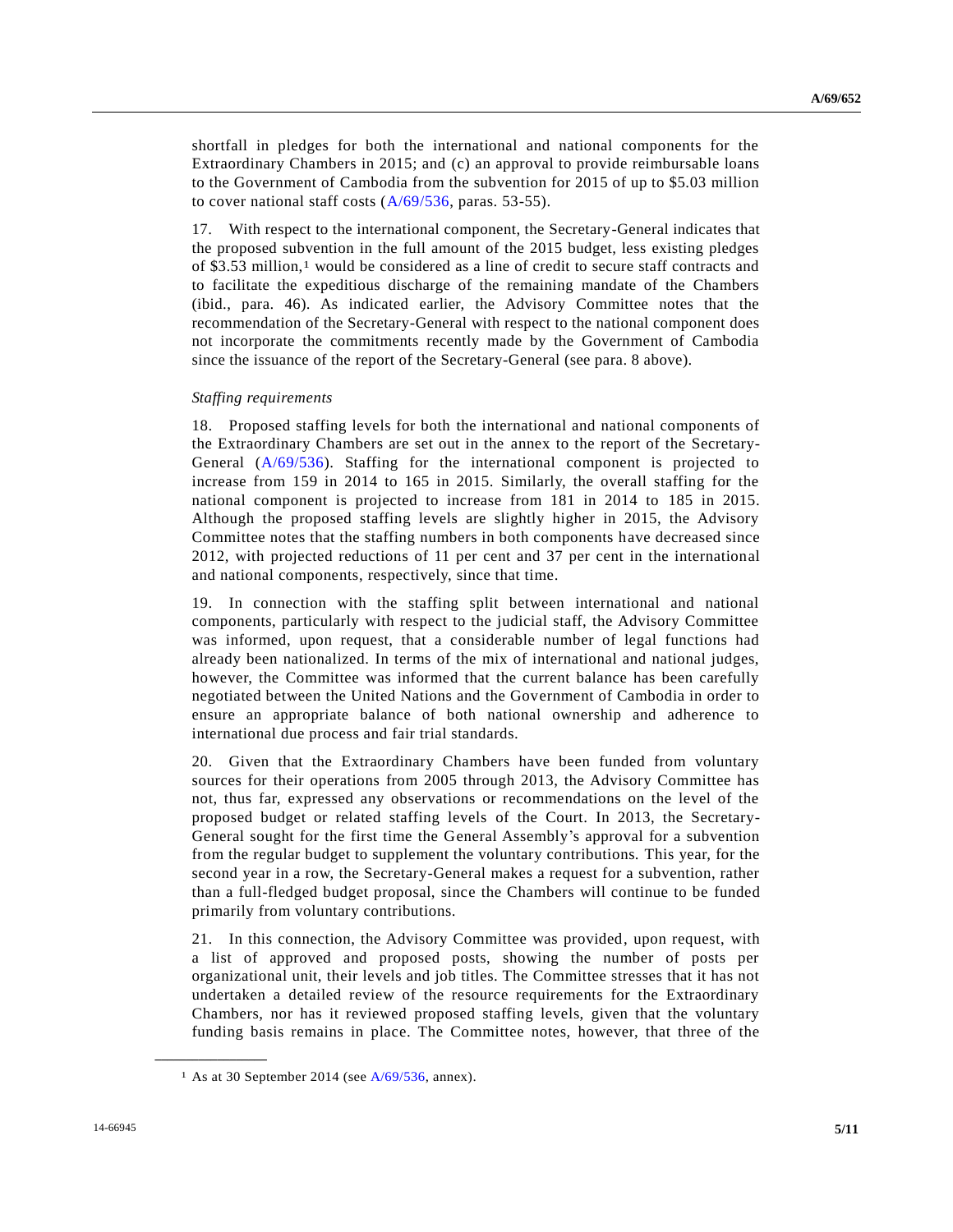shortfall in pledges for both the international and national components for the Extraordinary Chambers in 2015; and (c) an approval to provide reimbursable loans to the Government of Cambodia from the subvention for 2015 of up to $5.03 million to cover national staff costs (A/69/536, paras. 53-55).

17. With respect to the international component, the Secretary-General indicates that the proposed subvention in the full amount of the 2015 budget, less existing pledges of $3.53 million,[1] would be considered as a line of credit to secure staff contracts and to facilitate the expeditious discharge of the remaining mandate of the Chambers (ibid., para. 46). As indicated earlier, the Advisory Committee notes that the recommendation of the Secretary-General with respect to the national component does not incorporate the commitments recently made by the Government of Cambodia since the issuance of the report of the Secretary-General (see para. 8 above).

*Staffing requirements*

18. Proposed staffing levels for both the international and national components of the Extraordinary Chambers are set out in the annex to the report of the Secretary-General (A/69/536). Staffing for the international component is projected to increase from 159 in 2014 to 165 in 2015. Similarly, the overall staffing for the national component is projected to increase from 181 in 2014 to 185 in 2015. Although the proposed staffing levels are slightly higher in 2015, the Advisory Committee notes that the staffing numbers in both components have decreased since 2012, with projected reductions of 11 per cent and 37 per cent in the international and national components, respectively, since that time.

19. In connection with the staffing split between international and national components, particularly with respect to the judicial staff, the Advisory Committee was informed, upon request, that a considerable number of legal functions had already been nationalized. In terms of the mix of international and national judges, however, the Committee was informed that the current balance has been carefully negotiated between the United Nations and the Government of Cambodia in order to ensure an appropriate balance of both national ownership and adherence to international due process and fair trial standards.

20. Given that the Extraordinary Chambers have been funded from voluntary sources for their operations from 2005 through 2013, the Advisory Committee has not, thus far, expressed any observations or recommendations on the level of the proposed budget or related staffing levels of the Court. In 2013, the Secretary-General sought for the first time the General Assembly's approval for a subvention from the regular budget to supplement the voluntary contributions. This year, for the second year in a row, the Secretary-General makes a request for a subvention, rather than a full-fledged budget proposal, since the Chambers will continue to be funded primarily from voluntary contributions.

21. In this connection, the Advisory Committee was provided, upon request, with a list of approved and proposed posts, showing the number of posts per organizational unit, their levels and job titles. The Committee stresses that it has not undertaken a detailed review of the resource requirements for the Extraordinary Chambers, nor has it reviewed proposed staffing levels, given that the voluntary funding basis remains in place. The Committee notes, however, that three of the

[1] As at 30 September 2014 (see A/69/536, annex).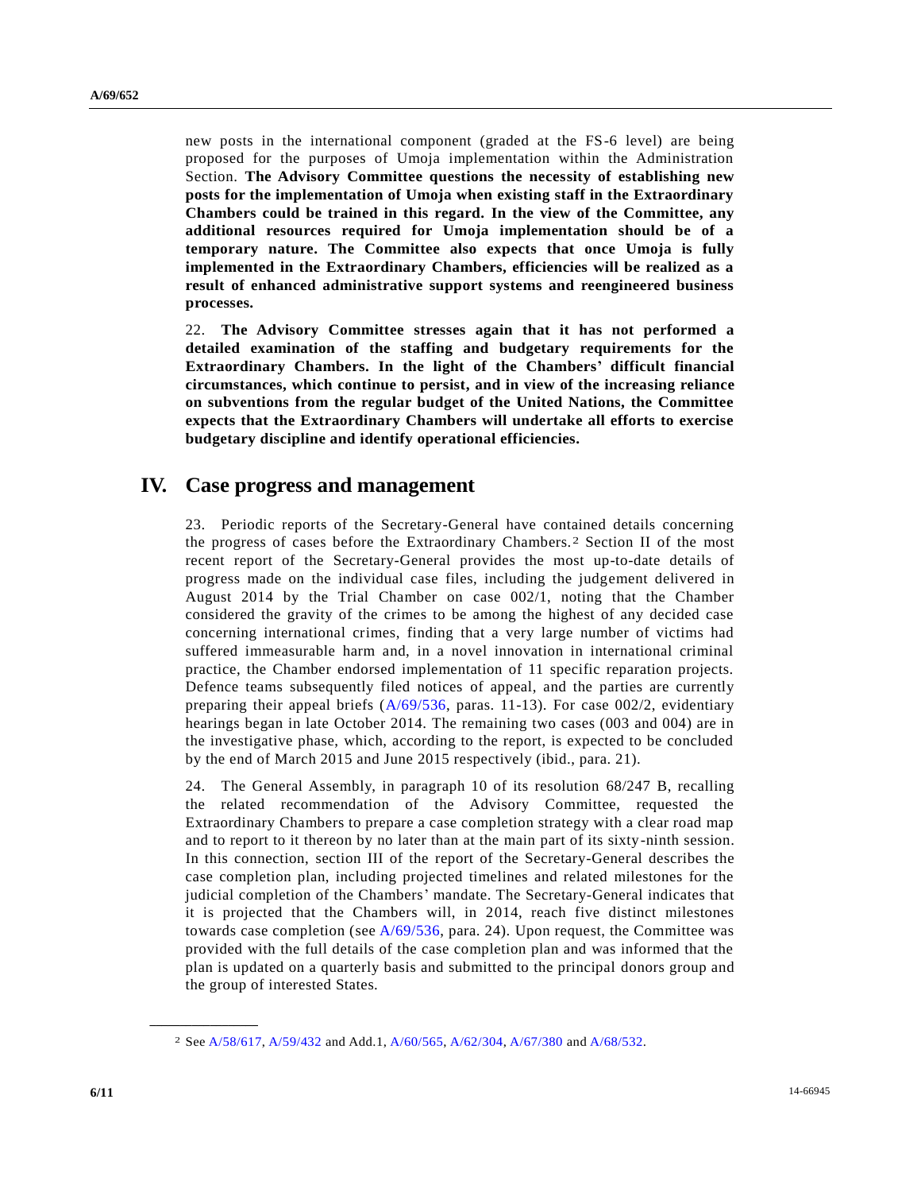new posts in the international component (graded at the FS-6 level) are being proposed for the purposes of Umoja implementation within the Administration Section. **The Advisory Committee questions the necessity of establishing new posts for the implementation of Umoja when existing staff in the Extraordinary Chambers could be trained in this regard. In the view of the Committee, any additional resources required for Umoja implementation should be of a temporary nature. The Committee also expects that once Umoja is fully implemented in the Extraordinary Chambers, efficiencies will be realized as a result of enhanced administrative support systems and reengineered business processes.**

22. **The Advisory Committee stresses again that it has not performed a detailed examination of the staffing and budgetary requirements for the Extraordinary Chambers. In the light of the Chambers' difficult financial circumstances, which continue to persist, and in view of the increasing reliance on subventions from the regular budget of the United Nations, the Committee expects that the Extraordinary Chambers will undertake all efforts to exercise budgetary discipline and identify operational efficiencies.**

# IV. Case progress and management

23. Periodic reports of the Secretary-General have contained details concerning the progress of cases before the Extraordinary Chambers.[2] Section II of the most recent report of the Secretary-General provides the most up-to-date details of progress made on the individual case files, including the judgement delivered in August 2014 by the Trial Chamber on case 002/1, noting that the Chamber considered the gravity of the crimes to be among the highest of any decided case concerning international crimes, finding that a very large number of victims had suffered immeasurable harm and, in a novel innovation in international criminal practice, the Chamber endorsed implementation of 11 specific reparation projects. Defence teams subsequently filed notices of appeal, and the parties are currently preparing their appeal briefs (A/69/536, paras. 11-13). For case 002/2, evidentiary hearings began in late October 2014. The remaining two cases (003 and 004) are in the investigative phase, which, according to the report, is expected to be concluded by the end of March 2015 and June 2015 respectively (ibid., para. 21).

24. The General Assembly, in paragraph 10 of its resolution 68/247 B, recalling the related recommendation of the Advisory Committee, requested the Extraordinary Chambers to prepare a case completion strategy with a clear road map and to report to it thereon by no later than at the main part of its sixty-ninth session. In this connection, section III of the report of the Secretary-General describes the case completion plan, including projected timelines and related milestones for the judicial completion of the Chambers' mandate. The Secretary-General indicates that it is projected that the Chambers will, in 2014, reach five distinct milestones towards case completion (see A/69/536, para. 24). Upon request, the Committee was provided with the full details of the case completion plan and was informed that the plan is updated on a quarterly basis and submitted to the principal donors group and the group of interested States.

---

[2] See A/58/617, A/59/432 and Add.1, A/60/565, A/62/304, A/67/380 and A/68/532.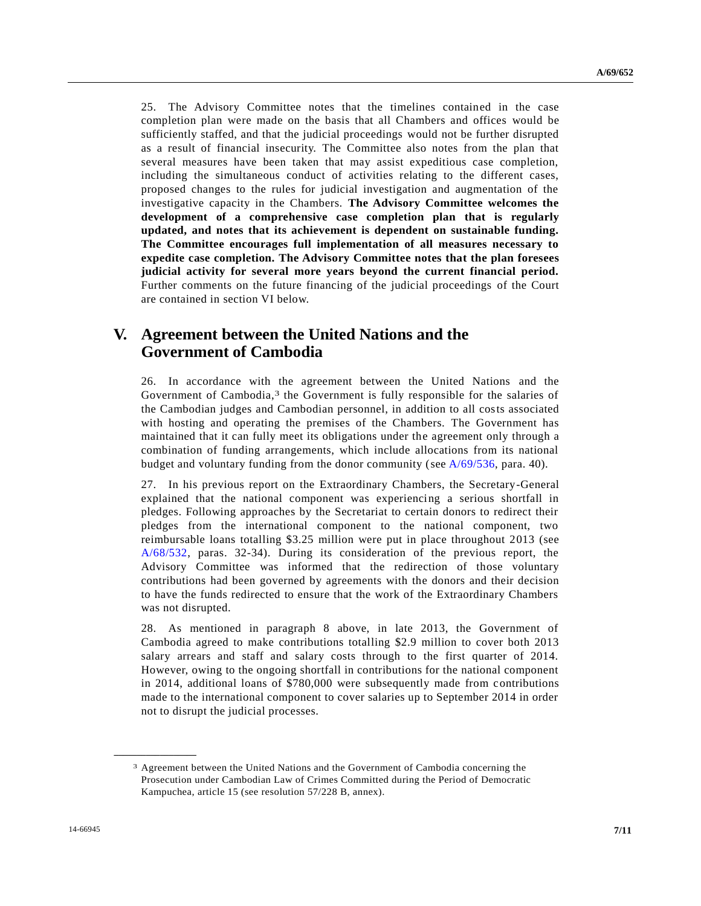25. The Advisory Committee notes that the timelines contained in the case completion plan were made on the basis that all Chambers and offices would be sufficiently staffed, and that the judicial proceedings would not be further disrupted as a result of financial insecurity. The Committee also notes from the plan that several measures have been taken that may assist expeditious case completion, including the simultaneous conduct of activities relating to the different cases, proposed changes to the rules for judicial investigation and augmentation of the investigative capacity in the Chambers. **The Advisory Committee welcomes the development of a comprehensive case completion plan that is regularly updated, and notes that its achievement is dependent on sustainable funding. The Committee encourages full implementation of all measures necessary to expedite case completion. The Advisory Committee notes that the plan foresees judicial activity for several more years beyond the current financial period.** Further comments on the future financing of the judicial proceedings of the Court are contained in section VI below.

# V. Agreement between the United Nations and the Government of Cambodia

26. In accordance with the agreement between the United Nations and the Government of Cambodia,[3] the Government is fully responsible for the salaries of the Cambodian judges and Cambodian personnel, in addition to all costs associated with hosting and operating the premises of the Chambers. The Government has maintained that it can fully meet its obligations under the agreement only through a combination of funding arrangements, which include allocations from its national budget and voluntary funding from the donor community (see A/69/536, para. 40).

27. In his previous report on the Extraordinary Chambers, the Secretary-General explained that the national component was experiencing a serious shortfall in pledges. Following approaches by the Secretariat to certain donors to redirect their pledges from the international component to the national component, two reimbursable loans totalling $3.25 million were put in place throughout 2013 (see A/68/532, paras. 32-34). During its consideration of the previous report, the Advisory Committee was informed that the redirection of those voluntary contributions had been governed by agreements with the donors and their decision to have the funds redirected to ensure that the work of the Extraordinary Chambers was not disrupted.

28. As mentioned in paragraph 8 above, in late 2013, the Government of Cambodia agreed to make contributions totalling $2.9 million to cover both 2013 salary arrears and staff and salary costs through to the first quarter of 2014. However, owing to the ongoing shortfall in contributions for the national component in 2014, additional loans of $780,000 were subsequently made from contributions made to the international component to cover salaries up to September 2014 in order not to disrupt the judicial processes.

---

[3] Agreement between the United Nations and the Government of Cambodia concerning the Prosecution under Cambodian Law of Crimes Committed during the Period of Democratic Kampuchea, article 15 (see resolution 57/228 B, annex).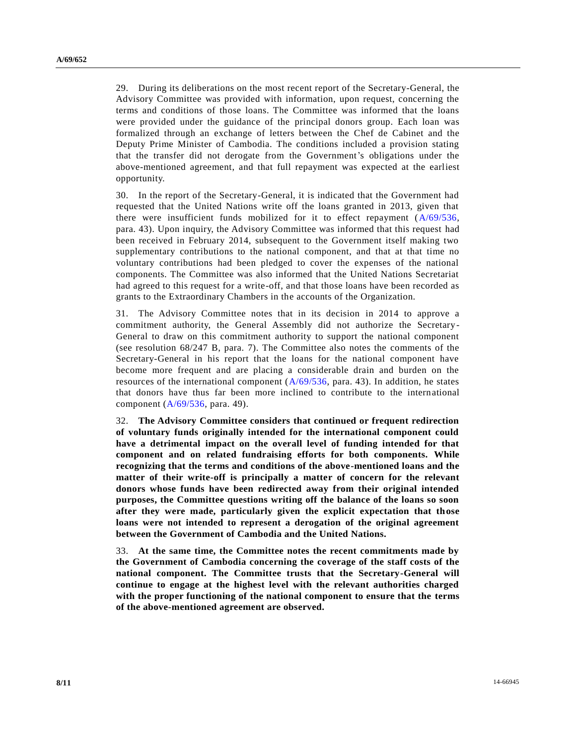29. During its deliberations on the most recent report of the Secretary-General, the Advisory Committee was provided with information, upon request, concerning the terms and conditions of those loans. The Committee was informed that the loans were provided under the guidance of the principal donors group. Each loan was formalized through an exchange of letters between the Chef de Cabinet and the Deputy Prime Minister of Cambodia. The conditions included a provision stating that the transfer did not derogate from the Government's obligations under the above-mentioned agreement, and that full repayment was expected at the earliest opportunity.

30. In the report of the Secretary-General, it is indicated that the Government had requested that the United Nations write off the loans granted in 2013, given that there were insufficient funds mobilized for it to effect repayment (A/69/536, para. 43). Upon inquiry, the Advisory Committee was informed that this request had been received in February 2014, subsequent to the Government itself making two supplementary contributions to the national component, and that at that time no voluntary contributions had been pledged to cover the expenses of the national components. The Committee was also informed that the United Nations Secretariat had agreed to this request for a write-off, and that those loans have been recorded as grants to the Extraordinary Chambers in the accounts of the Organization.

31. The Advisory Committee notes that in its decision in 2014 to approve a commitment authority, the General Assembly did not authorize the Secretary-General to draw on this commitment authority to support the national component (see resolution 68/247 B, para. 7). The Committee also notes the comments of the Secretary-General in his report that the loans for the national component have become more frequent and are placing a considerable drain and burden on the resources of the international component (A/69/536, para. 43). In addition, he states that donors have thus far been more inclined to contribute to the international component (A/69/536, para. 49).

32. **The Advisory Committee considers that continued or frequent redirection of voluntary funds originally intended for the international component could have a detrimental impact on the overall level of funding intended for that component and on related fundraising efforts for both components. While recognizing that the terms and conditions of the above-mentioned loans and the matter of their write-off is principally a matter of concern for the relevant donors whose funds have been redirected away from their original intended purposes, the Committee questions writing off the balance of the loans so soon after they were made, particularly given the explicit expectation that those loans were not intended to represent a derogation of the original agreement between the Government of Cambodia and the United Nations.**

33. **At the same time, the Committee notes the recent commitments made by the Government of Cambodia concerning the coverage of the staff costs of the national component. The Committee trusts that the Secretary-General will continue to engage at the highest level with the relevant authorities charged with the proper functioning of the national component to ensure that the terms of the above-mentioned agreement are observed.**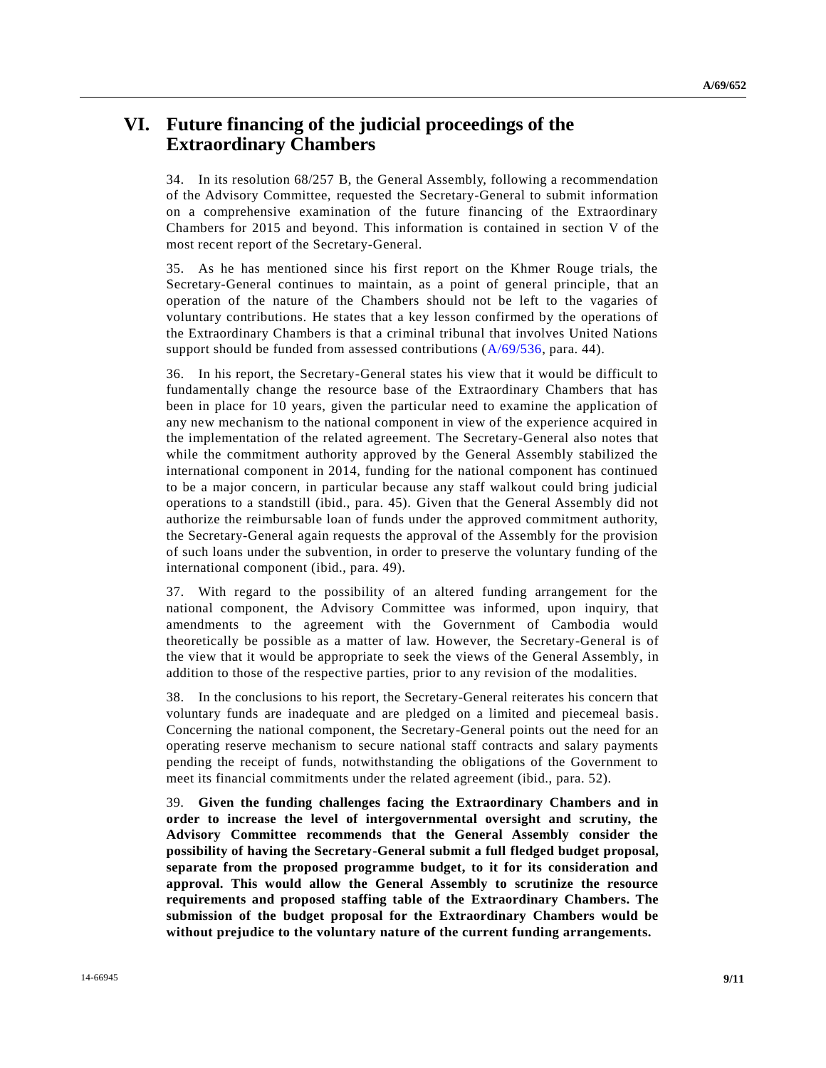## VI. Future financing of the judicial proceedings of the Extraordinary Chambers

34. In its resolution 68/257 B, the General Assembly, following a recommendation of the Advisory Committee, requested the Secretary-General to submit information on a comprehensive examination of the future financing of the Extraordinary Chambers for 2015 and beyond. This information is contained in section V of the most recent report of the Secretary-General.

35. As he has mentioned since his first report on the Khmer Rouge trials, the Secretary-General continues to maintain, as a point of general principle, that an operation of the nature of the Chambers should not be left to the vagaries of voluntary contributions. He states that a key lesson confirmed by the operations of the Extraordinary Chambers is that a criminal tribunal that involves United Nations support should be funded from assessed contributions (A/69/536, para. 44).

36. In his report, the Secretary-General states his view that it would be difficult to fundamentally change the resource base of the Extraordinary Chambers that has been in place for 10 years, given the particular need to examine the application of any new mechanism to the national component in view of the experience acquired in the implementation of the related agreement. The Secretary-General also notes that while the commitment authority approved by the General Assembly stabilized the international component in 2014, funding for the national component has continued to be a major concern, in particular because any staff walkout could bring judicial operations to a standstill (ibid., para. 45). Given that the General Assembly did not authorize the reimbursable loan of funds under the approved commitment authority, the Secretary-General again requests the approval of the Assembly for the provision of such loans under the subvention, in order to preserve the voluntary funding of the international component (ibid., para. 49).

37. With regard to the possibility of an altered funding arrangement for the national component, the Advisory Committee was informed, upon inquiry, that amendments to the agreement with the Government of Cambodia would theoretically be possible as a matter of law. However, the Secretary-General is of the view that it would be appropriate to seek the views of the General Assembly, in addition to those of the respective parties, prior to any revision of the modalities.

38. In the conclusions to his report, the Secretary-General reiterates his concern that voluntary funds are inadequate and are pledged on a limited and piecemeal basis. Concerning the national component, the Secretary-General points out the need for an operating reserve mechanism to secure national staff contracts and salary payments pending the receipt of funds, notwithstanding the obligations of the Government to meet its financial commitments under the related agreement (ibid., para. 52).

39. **Given the funding challenges facing the Extraordinary Chambers and in order to increase the level of intergovernmental oversight and scrutiny, the Advisory Committee recommends that the General Assembly consider the possibility of having the Secretary-General submit a full fledged budget proposal, separate from the proposed programme budget, to it for its consideration and approval. This would allow the General Assembly to scrutinize the resource requirements and proposed staffing table of the Extraordinary Chambers. The submission of the budget proposal for the Extraordinary Chambers would be without prejudice to the voluntary nature of the current funding arrangements.**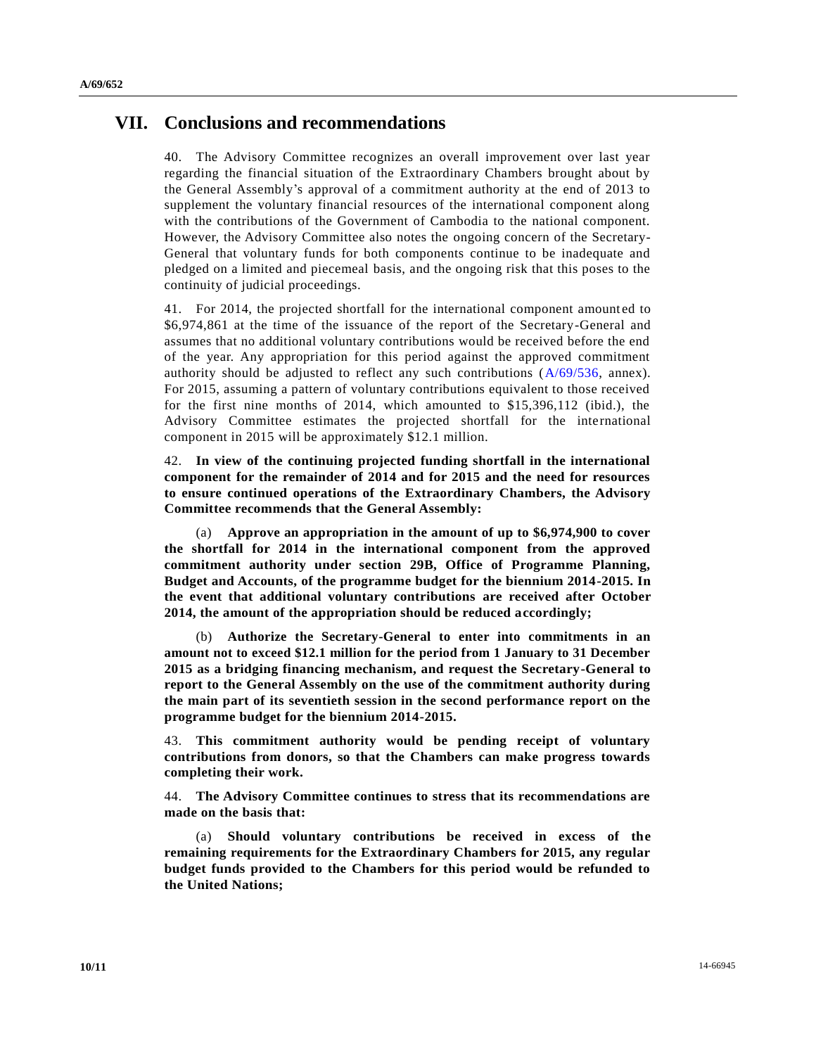# VII. Conclusions and recommendations

40. The Advisory Committee recognizes an overall improvement over last year regarding the financial situation of the Extraordinary Chambers brought about by the General Assembly's approval of a commitment authority at the end of 2013 to supplement the voluntary financial resources of the international component along with the contributions of the Government of Cambodia to the national component. However, the Advisory Committee also notes the ongoing concern of the Secretary-General that voluntary funds for both components continue to be inadequate and pledged on a limited and piecemeal basis, and the ongoing risk that this poses to the continuity of judicial proceedings.

41. For 2014, the projected shortfall for the international component amounted to $6,974,861 at the time of the issuance of the report of the Secretary-General and assumes that no additional voluntary contributions would be received before the end of the year. Any appropriation for this period against the approved commitment authority should be adjusted to reflect any such contributions (A/69/536, annex). For 2015, assuming a pattern of voluntary contributions equivalent to those received for the first nine months of 2014, which amounted to $15,396,112 (ibid.), the Advisory Committee estimates the projected shortfall for the international component in 2015 will be approximately $12.1 million.

42. **In view of the continuing projected funding shortfall in the international component for the remainder of 2014 and for 2015 and the need for resources to ensure continued operations of the Extraordinary Chambers, the Advisory Committee recommends that the General Assembly:**

(a) **Approve an appropriation in the amount of up to $6,974,900 to cover the shortfall for 2014 in the international component from the approved commitment authority under section 29B, Office of Programme Planning, Budget and Accounts, of the programme budget for the biennium 2014-2015. In the event that additional voluntary contributions are received after October 2014, the amount of the appropriation should be reduced accordingly;**

(b) **Authorize the Secretary-General to enter into commitments in an amount not to exceed $12.1 million for the period from 1 January to 31 December 2015 as a bridging financing mechanism, and request the Secretary-General to report to the General Assembly on the use of the commitment authority during the main part of its seventieth session in the second performance report on the programme budget for the biennium 2014-2015.**

43. **This commitment authority would be pending receipt of voluntary contributions from donors, so that the Chambers can make progress towards completing their work.**

44. **The Advisory Committee continues to stress that its recommendations are made on the basis that:**

(a) **Should voluntary contributions be received in excess of the remaining requirements for the Extraordinary Chambers for 2015, any regular budget funds provided to the Chambers for this period would be refunded to the United Nations;**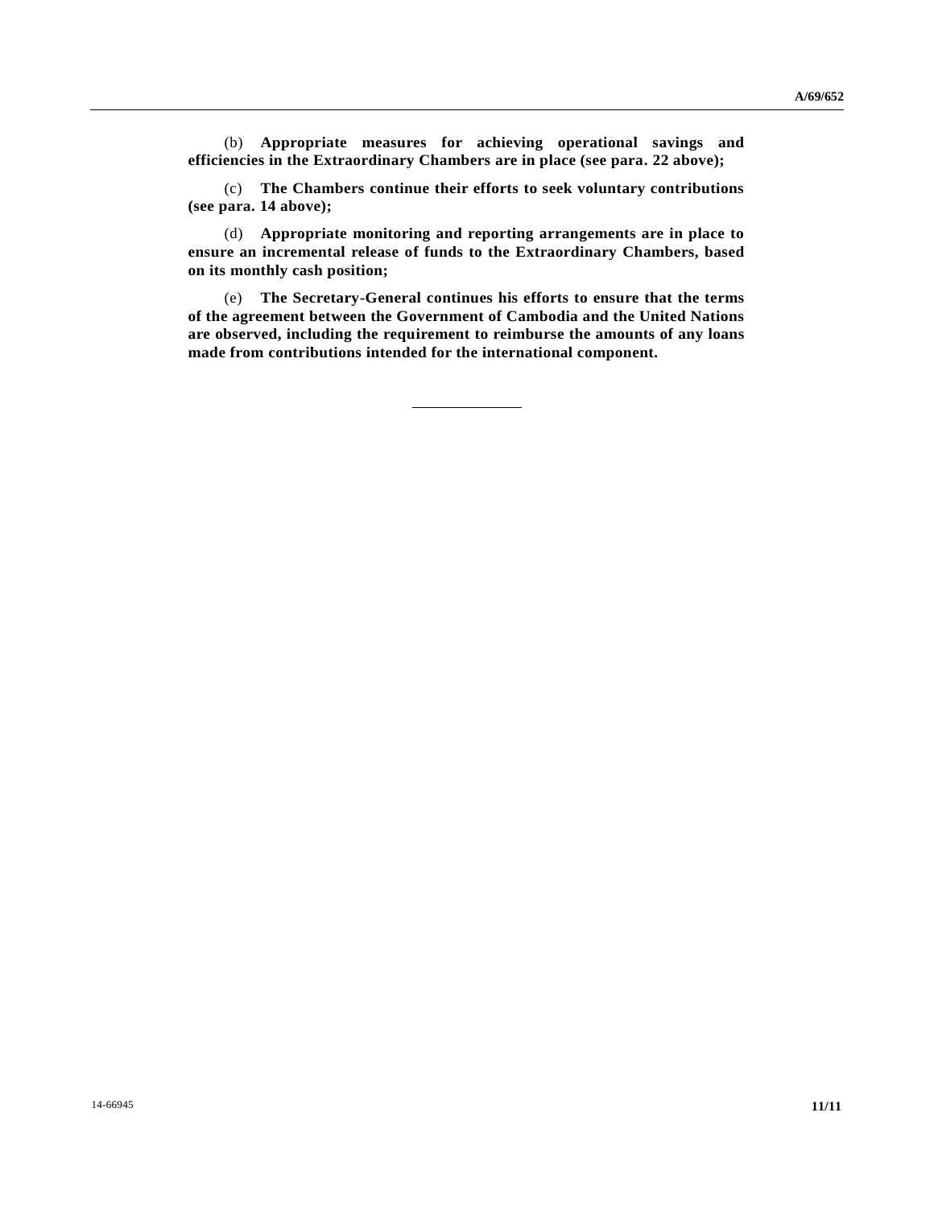(b) **Appropriate measures for achieving operational savings and efficiencies in the Extraordinary Chambers are in place (see para. 22 above);**

(c) **The Chambers continue their efforts to seek voluntary contributions (see para. 14 above);**

(d) **Appropriate monitoring and reporting arrangements are in place to ensure an incremental release of funds to the Extraordinary Chambers, based on its monthly cash position;**

(e) **The Secretary-General continues his efforts to ensure that the terms of the agreement between the Government of Cambodia and the United Nations are observed, including the requirement to reimburse the amounts of any loans made from contributions intended for the international component.**